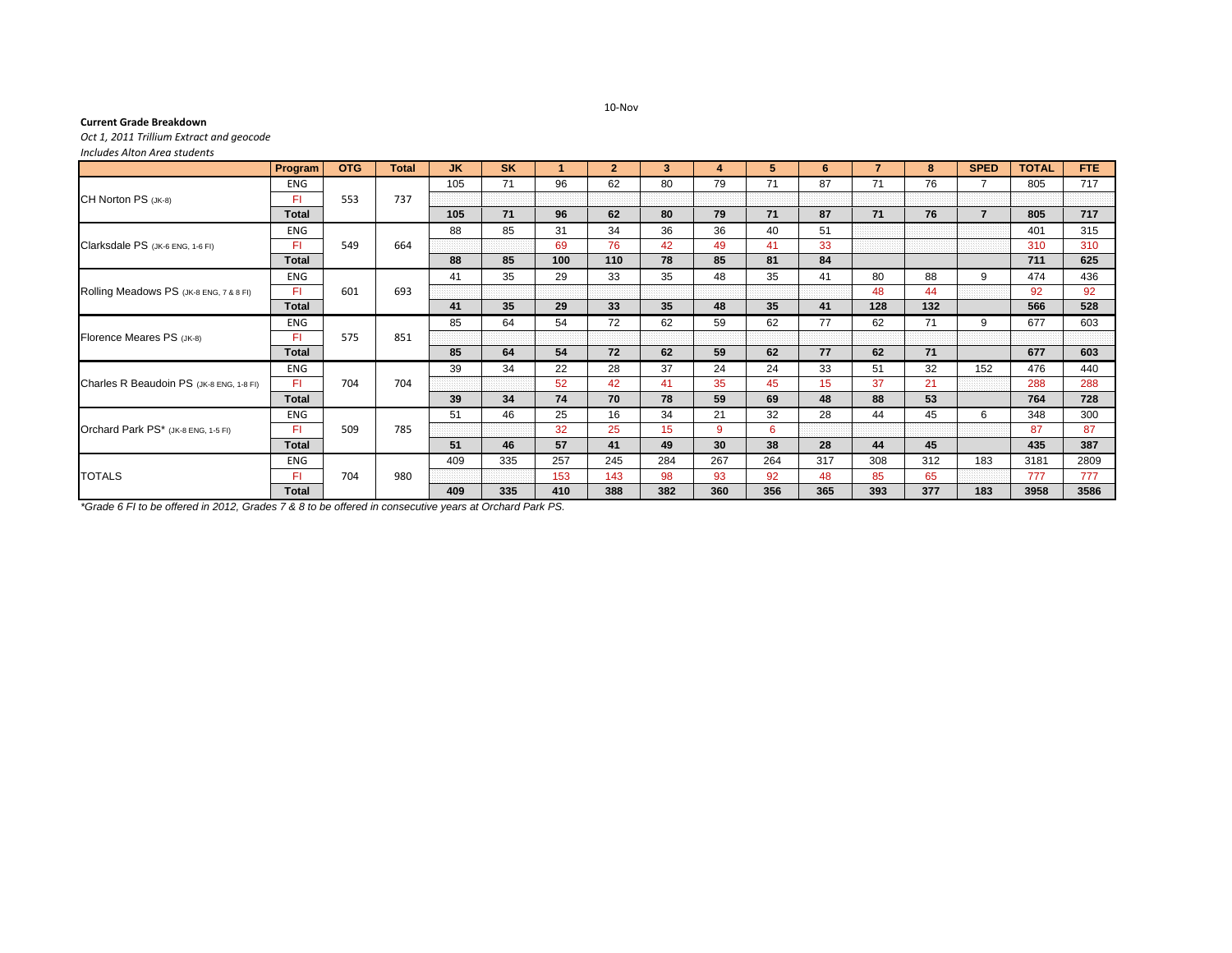10-Nov

**Current Grade Breakdown**

*Oct 1, 2011 Trillium Extract and geocode*

*Includes Alton Area students*

| | Program | OTG | Total | JK | SK | 1 | 2 | 3 | 4 | 5 | 6 | 7 | 8 | SPED | TOTAL | FTE |
|---|---|---|---|---|---|---|---|---|---|---|---|---|---|---|---|---|
| CH Norton PS (JK-8) | ENG | 553 | 737 | 105 | 71 | 96 | 62 | 80 | 79 | 71 | 87 | 71 | 76 | 7 | 805 | 717 |
| | FI | | | | | | | | | | | | | | | |
| | **Total** | | | **105** | **71** | **96** | **62** | **80** | **79** | **71** | **87** | **71** | **76** | **7** | **805** | **717** |
| Clarksdale PS (JK-6 ENG, 1-6 FI) | ENG | 549 | 664 | 88 | 85 | 31 | 34 | 36 | 36 | 40 | 51 | | | | 401 | 315 |
| | FI | | | | | 69 | 76 | 42 | 49 | 41 | 33 | | | | 310 | 310 |
| | **Total** | | | **88** | **85** | **100** | **110** | **78** | **85** | **81** | **84** | | | | **711** | **625** |
| Rolling Meadows PS (JK-8 ENG, 7 & 8 FI) | ENG | 601 | 693 | 41 | 35 | 29 | 33 | 35 | 48 | 35 | 41 | 80 | 88 | 9 | 474 | 436 |
| | FI | | | | | | | | | | | 48 | 44 | | 92 | 92 |
| | **Total** | | | **41** | **35** | **29** | **33** | **35** | **48** | **35** | **41** | **128** | **132** | | **566** | **528** |
| Florence Meares PS (JK-8) | ENG | 575 | 851 | 85 | 64 | 54 | 72 | 62 | 59 | 62 | 77 | 62 | 71 | 9 | 677 | 603 |
| | FI | | | | | | | | | | | | | | | |
| | **Total** | | | **85** | **64** | **54** | **72** | **62** | **59** | **62** | **77** | **62** | **71** | | **677** | **603** |
| Charles R Beaudoin PS (JK-8 ENG, 1-8 FI) | ENG | 704 | 704 | 39 | 34 | 22 | 28 | 37 | 24 | 24 | 33 | 51 | 32 | 152 | 476 | 440 |
| | FI | | | | | 52 | 42 | 41 | 35 | 45 | 15 | 37 | 21 | | 288 | 288 |
| | **Total** | | | **39** | **34** | **74** | **70** | **78** | **59** | **69** | **48** | **88** | **53** | | **764** | **728** |
| Orchard Park PS* (JK-8 ENG, 1-5 FI) | ENG | 509 | 785 | 51 | 46 | 25 | 16 | 34 | 21 | 32 | 28 | 44 | 45 | 6 | 348 | 300 |
| | FI | | | | | 32 | 25 | 15 | 9 | 6 | | | | | 87 | 87 |
| | **Total** | | | **51** | **46** | **57** | **41** | **49** | **30** | **38** | **28** | **44** | **45** | | **435** | **387** |
| TOTALS | ENG | 704 | 980 | 409 | 335 | 257 | 245 | 284 | 267 | 264 | 317 | 308 | 312 | 183 | 3181 | 2809 |
| | FI | | | | | 153 | 143 | 98 | 93 | 92 | 48 | 85 | 65 | | 777 | 777 |
| | **Total** | | | **409** | **335** | **410** | **388** | **382** | **360** | **356** | **365** | **393** | **377** | **183** | **3958** | **3586** |

*\*Grade 6 FI to be offered in 2012, Grades 7 & 8 to be offered in consecutive years at Orchard Park PS.*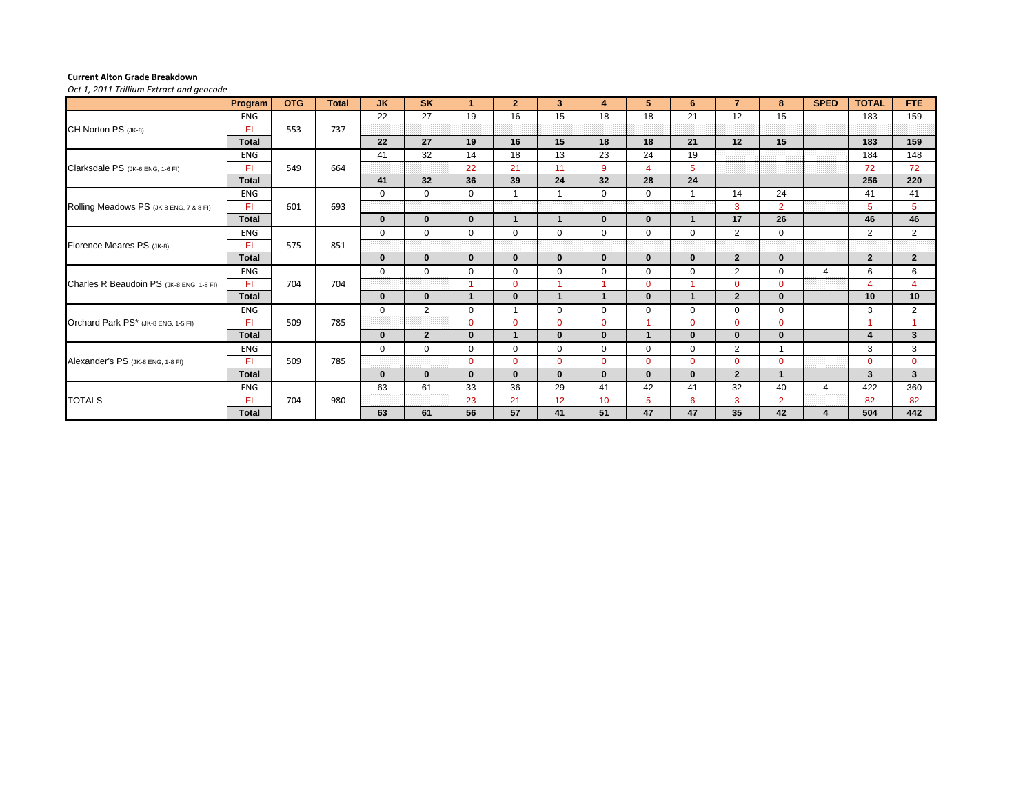**Current Alton Grade Breakdown**

*Oct 1, 2011 Trillium Extract and geocode*

| | Program | OTG | Total | JK | SK | 1 | 2 | 3 | 4 | 5 | 6 | 7 | 8 | SPED | TOTAL | FTE |
|---|---|---|---|---|---|---|---|---|---|---|---|---|---|---|---|---|
| CH Norton PS (JK-8) | ENG | 553 | 737 | 22 | 27 | 19 | 16 | 15 | 18 | 18 | 21 | 12 | 15 | | 183 | 159 |
| | FI | | | | | | | | | | | | | | | |
| | **Total** | | | **22** | **27** | **19** | **16** | **15** | **18** | **18** | **21** | **12** | **15** | | **183** | **159** |
| Clarksdale PS (JK-6 ENG, 1-6 FI) | ENG | 549 | 664 | 41 | 32 | 14 | 18 | 13 | 23 | 24 | 19 | | | | 184 | 148 |
| | FI | | | | | 22 | 21 | 11 | 9 | 4 | 5 | | | | 72 | 72 |
| | **Total** | | | **41** | **32** | **36** | **39** | **24** | **32** | **28** | **24** | | | | **256** | **220** |
| Rolling Meadows PS (JK-8 ENG, 7 & 8 FI) | ENG | 601 | 693 | 0 | 0 | 0 | 1 | 1 | 0 | 0 | 1 | 14 | 24 | | 41 | 41 |
| | FI | | | | | | | | | | | 3 | 2 | | 5 | 5 |
| | **Total** | | | **0** | **0** | **0** | **1** | **1** | **0** | **0** | **1** | **17** | **26** | | **46** | **46** |
| Florence Meares PS (JK-8) | ENG | 575 | 851 | 0 | 0 | 0 | 0 | 0 | 0 | 0 | 0 | 2 | 0 | | 2 | 2 |
| | FI | | | | | | | | | | | | | | | |
| | **Total** | | | **0** | **0** | **0** | **0** | **0** | **0** | **0** | **0** | **2** | **0** | | **2** | **2** |
| Charles R Beaudoin PS (JK-8 ENG, 1-8 FI) | ENG | 704 | 704 | 0 | 0 | 0 | 0 | 0 | 0 | 0 | 0 | 2 | 0 | 4 | 6 | 6 |
| | FI | | | | | 1 | 0 | 1 | 1 | 0 | 1 | 0 | 0 | | 4 | 4 |
| | **Total** | | | **0** | **0** | **1** | **0** | **1** | **1** | **0** | **1** | **2** | **0** | | **10** | **10** |
| Orchard Park PS* (JK-8 ENG, 1-5 FI) | ENG | 509 | 785 | 0 | 2 | 0 | 1 | 0 | 0 | 0 | 0 | 0 | 0 | | 3 | 2 |
| | FI | | | | | 0 | 0 | 0 | 0 | 1 | 0 | 0 | 0 | | 1 | 1 |
| | **Total** | | | **0** | **2** | **0** | **1** | **0** | **0** | **1** | **0** | **0** | **0** | | **4** | **3** |
| Alexander's PS (JK-8 ENG, 1-8 FI) | ENG | 509 | 785 | 0 | 0 | 0 | 0 | 0 | 0 | 0 | 0 | 2 | 1 | | 3 | 3 |
| | FI | | | | | 0 | 0 | 0 | 0 | 0 | 0 | 0 | 0 | | 0 | 0 |
| | **Total** | | | **0** | **0** | **0** | **0** | **0** | **0** | **0** | **0** | **2** | **1** | | **3** | **3** |
| TOTALS | ENG | 704 | 980 | 63 | 61 | 33 | 36 | 29 | 41 | 42 | 41 | 32 | 40 | 4 | 422 | 360 |
| | FI | | | | | 23 | 21 | 12 | 10 | 5 | 6 | 3 | 2 | | 82 | 82 |
| | **Total** | | | **63** | **61** | **56** | **57** | **41** | **51** | **47** | **47** | **35** | **42** | **4** | **504** | **442** |